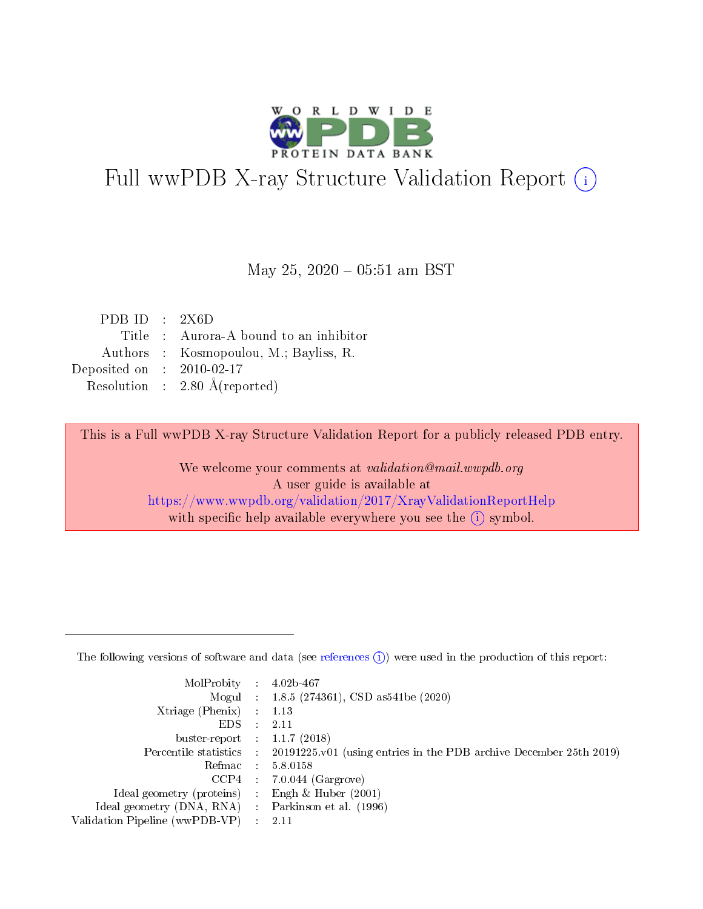# Full wwPDB X-ray Structure Validation Report (i)

May 25, 2020 – 05:51 am BST

| | | |
|---|---|---|
| PDB ID | : | 2X6D |
| Title | : | Aurora-A bound to an inhibitor |
| Authors | : | Kosmopoulou, M.; Bayliss, R. |
| Deposited on | : | 2010-02-17 |
| Resolution | : | 2.80 Å(reported) |

This is a Full wwPDB X-ray Structure Validation Report for a publicly released PDB entry.

We welcome your comments at *validation@mail.wwpdb.org*
A user guide is available at
https://www.wwpdb.org/validation/2017/XrayValidationReportHelp
with specific help available everywhere you see the (i) symbol.

The following versions of software and data (see references (i)) were used in the production of this report:

| | | |
|---|---|---|
| MolProbity | : | 4.02b-467 |
| Mogul | : | 1.8.5 (274361), CSD as541be (2020) |
| Xtriage (Phenix) | : | 1.13 |
| EDS | : | 2.11 |
| buster-report | : | 1.1.7 (2018) |
| Percentile statistics | : | 20191225.v01 (using entries in the PDB archive December 25th 2019) |
| Refmac | : | 5.8.0158 |
| CCP4 | : | 7.0.044 (Gargrove) |
| Ideal geometry (proteins) | : | Engh & Huber (2001) |
| Ideal geometry (DNA, RNA) | : | Parkinson et al. (1996) |
| Validation Pipeline (wwPDB-VP) | : | 2.11 |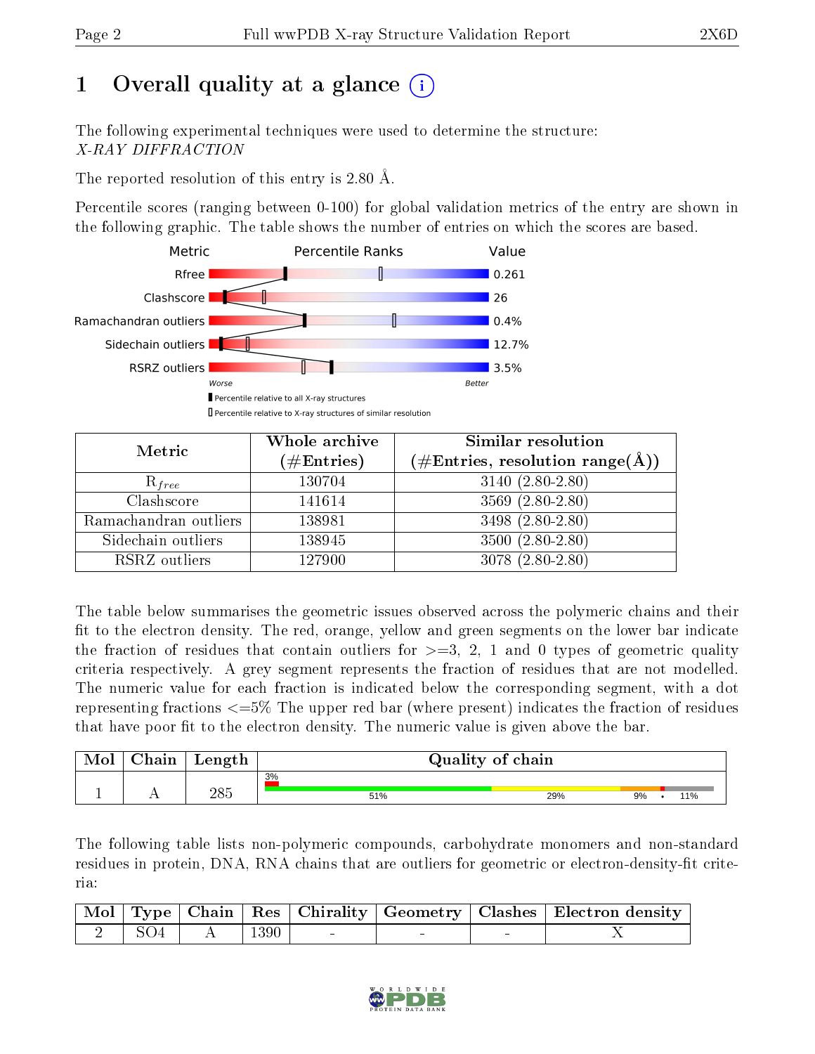# 1 Overall quality at a glance (i)

The following experimental techniques were used to determine the structure:
*X-RAY DIFFRACTION*

The reported resolution of this entry is 2.80 Å.

Percentile scores (ranging between 0-100) for global validation metrics of the entry are shown in the following graphic. The table shows the number of entries on which the scores are based.

Metric
Percentile Ranks
Value
Rfree 0.261
Clashscore 26
Ramachandran outliers 0.4%
Sidechain outliers 12.7%
RSRZ outliers 3.5%
Worse
Better
Percentile relative to all X-ray structures
Percentile relative to X-ray structures of similar resolution

| Metric | Whole archive (#Entries) | Similar resolution (#Entries, resolution range(Å)) |
|---|---|---|
| $R_{free}$ | 130704 | 3140 (2.80-2.80) |
| Clashscore | 141614 | 3569 (2.80-2.80) |
| Ramachandran outliers | 138981 | 3498 (2.80-2.80) |
| Sidechain outliers | 138945 | 3500 (2.80-2.80) |
| RSRZ outliers | 127900 | 3078 (2.80-2.80) |

The table below summarises the geometric issues observed across the polymeric chains and their fit to the electron density. The red, orange, yellow and green segments on the lower bar indicate the fraction of residues that contain outliers for >=3, 2, 1 and 0 types of geometric quality criteria respectively. A grey segment represents the fraction of residues that are not modelled. The numeric value for each fraction is indicated below the corresponding segment, with a dot representing fractions <=5% The upper red bar (where present) indicates the fraction of residues that have poor fit to the electron density. The numeric value is given above the bar.

| Mol | Chain | Length | Quality of chain |
|---|---|---|---|
| 1 | A | 285 | 3%<br>51% 29% 9% • 11% |

The following table lists non-polymeric compounds, carbohydrate monomers and non-standard residues in protein, DNA, RNA chains that are outliers for geometric or electron-density-fit criteria:

| Mol | Type | Chain | Res | Chirality | Geometry | Clashes | Electron density |
|---|---|---|---|---|---|---|---|
| 2 | SO4 | A | 1390 | - | - | - | X |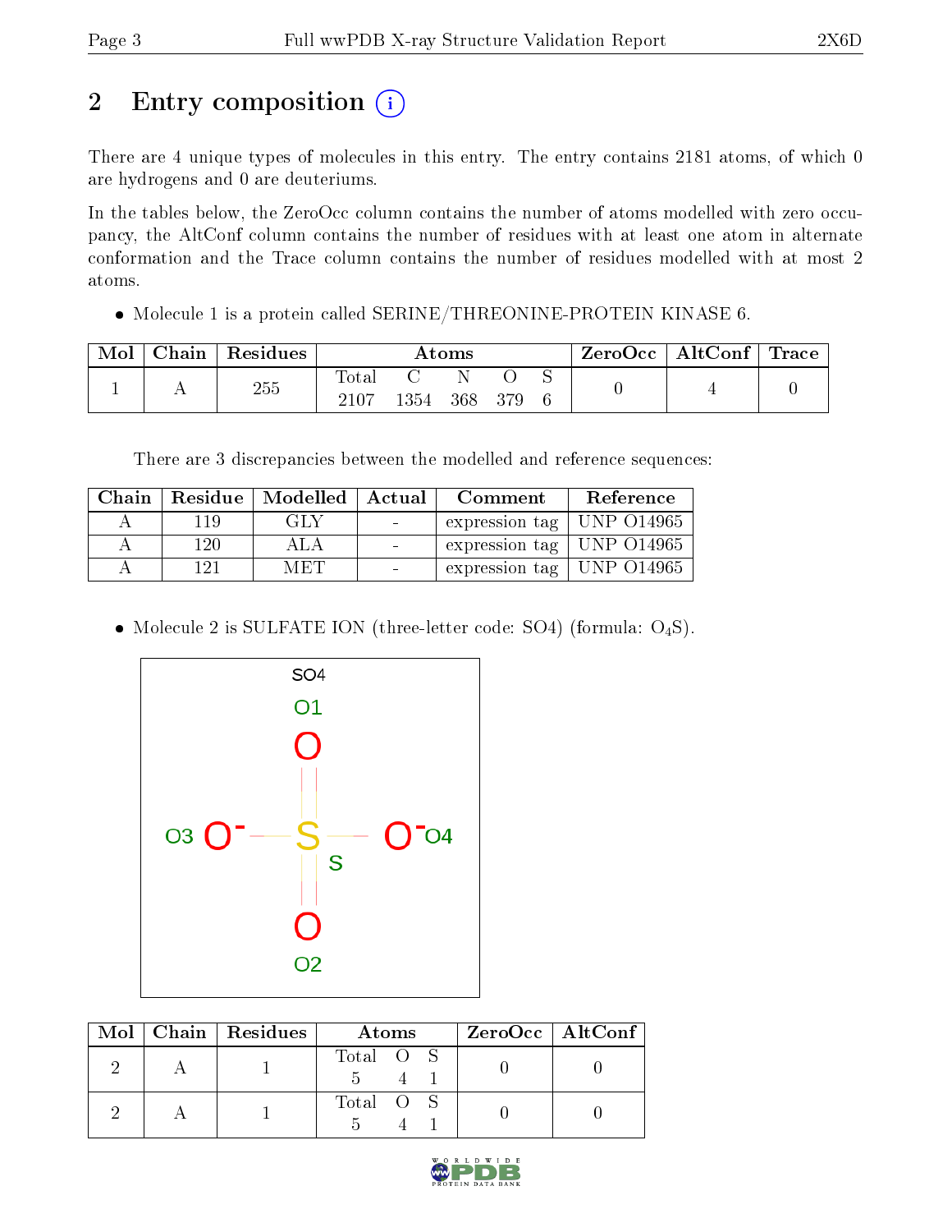## 2 Entry composition (i)

There are 4 unique types of molecules in this entry. The entry contains 2181 atoms, of which 0 are hydrogens and 0 are deuteriums.

In the tables below, the ZeroOcc column contains the number of atoms modelled with zero occupancy, the AltConf column contains the number of residues with at least one atom in alternate conformation and the Trace column contains the number of residues modelled with at most 2 atoms.

- Molecule 1 is a protein called SERINE/THREONINE-PROTEIN KINASE 6.

| Mol | Chain | Residues | Atoms | | | | | ZeroOcc | AltConf | Trace |
|---|---|---|---|---|---|---|---|---|---|---|
| | | | Total | C | N | O | S | | | |
| 1 | A | 255 | 2107 | 1354 | 368 | 379 | 6 | 0 | 4 | 0 |

There are 3 discrepancies between the modelled and reference sequences:

| Chain | Residue | Modelled | Actual | Comment | Reference |
|---|---|---|---|---|---|
| A | 119 | GLY | - | expression tag | UNP O14965 |
| A | 120 | ALA | - | expression tag | UNP O14965 |
| A | 121 | MET | - | expression tag | UNP O14965 |

- Molecule 2 is SULFATE ION (three-letter code: SO4) (formula: $O_4S$).

SO4
O1
O3
S
O4
O2

| Mol | Chain | Residues | Atoms | | | ZeroOcc | AltConf |
|---|---|---|---|---|---|---|---|
| | | | Total | O | S | | |
| 2 | A | 1 | 5 | 4 | 1 | 0 | 0 |
| 2 | A | 1 | 5 | 4 | 1 | 0 | 0 |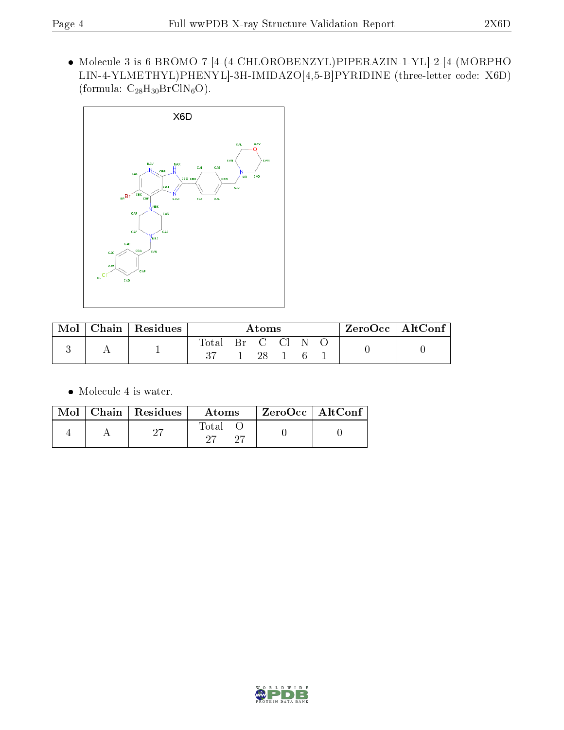- Molecule 3 is 6-BROMO-7-[4-(4-CHLOROBENZYL)PIPERAZIN-1-YL]-2-[4-(MORPHOLIN-4-YLMETHYL)PHENYL]-3H-IMIDAZO[4,5-B]PYRIDINE (three-letter code: X6D) (formula: $C_{28}H_{30}BrClN_6O$).

X6D

| Mol | Chain | Residues | Atoms | ZeroOcc | AltConf |
|---|---|---|---|---|---|
| 3 | A | 1 | Total Br C Cl N O<br>37 1 28 1 6 1 | 0 | 0 |

- Molecule 4 is water.

| Mol | Chain | Residues | Atoms | ZeroOcc | AltConf |
|---|---|---|---|---|---|
| 4 | A | 27 | Total O<br>27 27 | 0 | 0 |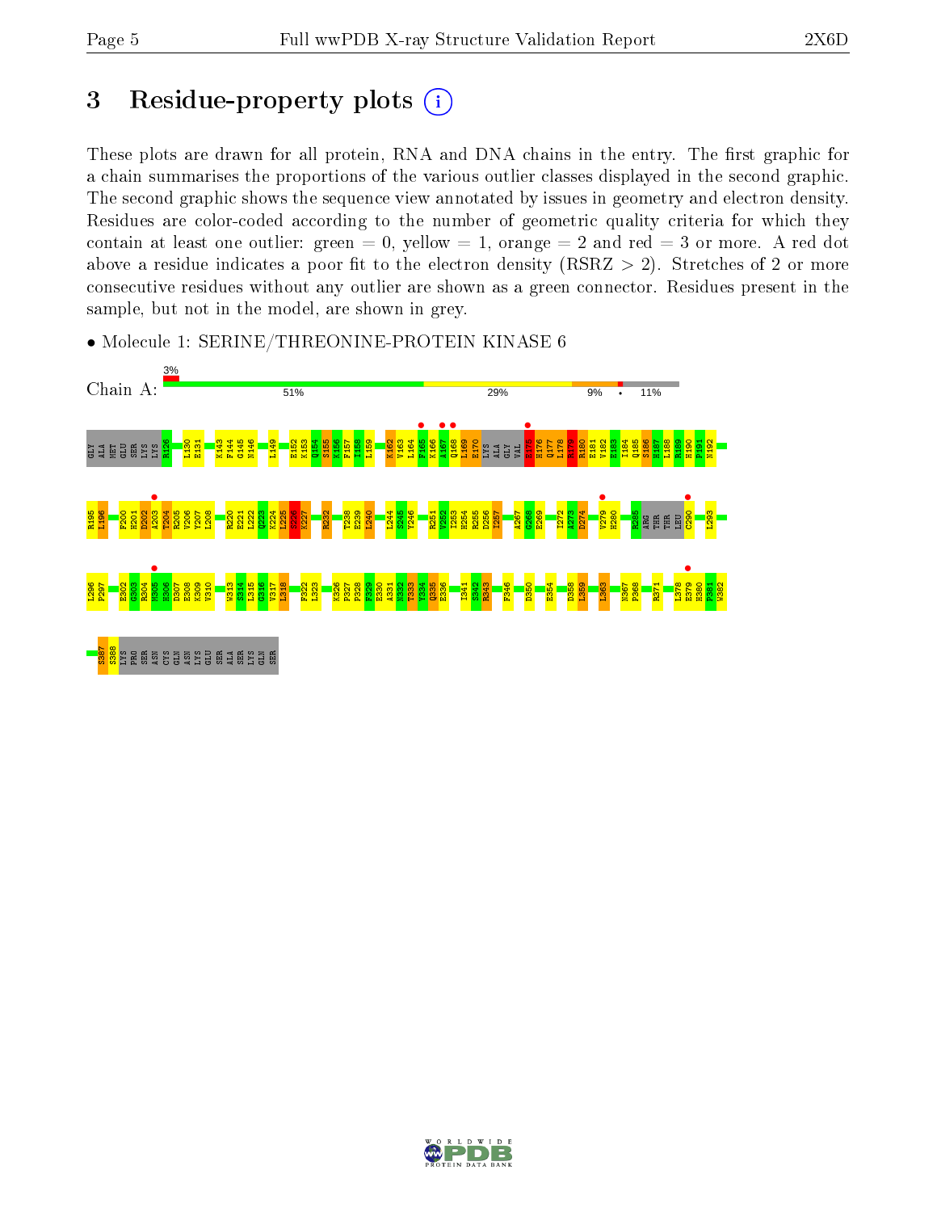# 3 Residue-property plots

These plots are drawn for all protein, RNA and DNA chains in the entry. The first graphic for a chain summarises the proportions of the various outlier classes displayed in the second graphic. The second graphic shows the sequence view annotated by issues in geometry and electron density. Residues are color-coded according to the number of geometric quality criteria for which they contain at least one outlier: green = 0, yellow = 1, orange = 2 and red = 3 or more. A red dot above a residue indicates a poor fit to the electron density (RSRZ > 2). Stretches of 2 or more consecutive residues without any outlier are shown as a green connector. Residues present in the sample, but not in the model, are shown in grey.

- Molecule 1: SERINE/THREONINE-PROTEIN KINASE 6

Chain A:

3%

51%

29%

9%

•

11%

GLY ALA MET GLU SER LYS LYS R126 L130 E131 K143 F144 G145 N146 L149 E152 K153 Q154 S155 K156 F157 I158 L159 K162 V163 L164 F165 K166 A167 Q168 L169 E170 LYS ALA GLY VAL E175 H176 Q177 L178 R179 R180 E181 V182 E183 I184 Q185 S186 H187 L188 R189 H190 P191 N192

R195 L196 F200 H201 D202 A203 T204 R205 V206 Y207 L208 R220 E221 L222 Q223 K224 L225 S226 K227 R232 T238 E239 L240 L244 S245 Y246 R251 V252 I253 H254 R255 D256 I257 A267 G268 E269 I272 A273 D274 V279 H280 R285 ARG THR THR LEU C290 L293

L296 P297 E302 G303 R304 M305 H306 D307 E308 K309 V310 W313 S314 L315 G316 V317 L318 F322 L323 K326 P327 P328 F329 E330 A331 N332 T333 Y334 Q335 E336 I341 S342 R343 F346 D350 E354 D358 L359 L363 N367 P368 R371 L378 E379 H380 P381 W382

S387 S388 LYS PRO SER ASN CYS GLN ASN LYS GLU SER ALA SER LYS GLN SER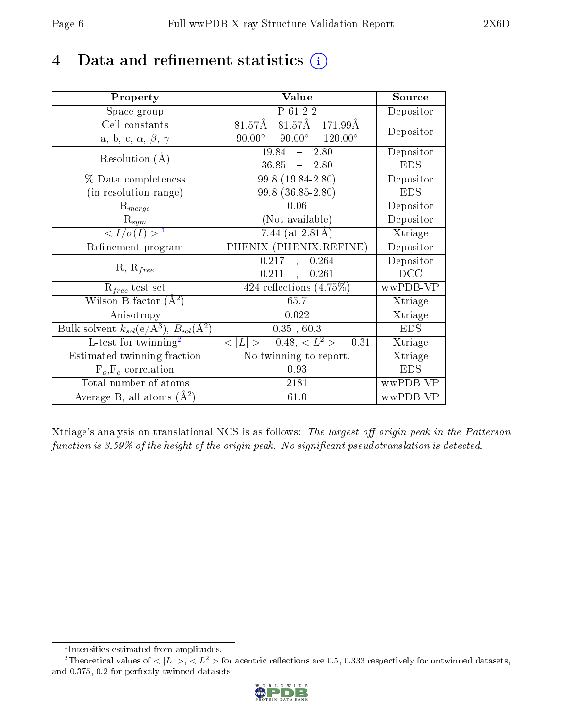# 4 Data and refinement statistics (i)

| Property | Value | Source |
|---|---|---|
| Space group | P 61 2 2 | Depositor |
| Cell constants<br>a, b, c, $\alpha$, $\beta$, $\gamma$ | 81.57Å 81.57Å 171.99Å<br>90.00° 90.00° 120.00° | Depositor |
| Resolution (Å) | 19.84 – 2.80<br>36.85 – 2.80 | Depositor<br>EDS |
| % Data completeness<br>(in resolution range) | 99.8 (19.84-2.80)<br>99.8 (36.85-2.80) | Depositor<br>EDS |
| $R_{merge}$ | 0.06 | Depositor |
| $R_{sym}$ | (Not available) | Depositor |
| $< I/\sigma(I) >$ [1] | 7.44 (at 2.81Å) | Xtriage |
| Refinement program | PHENIX (PHENIX.REFINE) | Depositor |
| R, $R_{free}$ | 0.217 , 0.264<br>0.211 , 0.261 | Depositor<br>DCC |
| $R_{free}$ test set | 424 reflections (4.75%) | wwPDB-VP |
| Wilson B-factor (Å$^2$) | 65.7 | Xtriage |
| Anisotropy | 0.022 | Xtriage |
| Bulk solvent $k_{sol}$(e/Å$^3$), $B_{sol}$(Å$^2$) | 0.35 , 60.3 | EDS |
| L-test for twinning[2] | $< \|L\| > = 0.48$, $< L^2 > = 0.31$ | Xtriage |
| Estimated twinning fraction | No twinning to report. | Xtriage |
| $F_o$,$F_c$ correlation | 0.93 | EDS |
| Total number of atoms | 2181 | wwPDB-VP |
| Average B, all atoms (Å$^2$) | 61.0 | wwPDB-VP |

Xtriage's analysis on translational NCS is as follows: *The largest off-origin peak in the Patterson function is 3.59% of the height of the origin peak. No significant pseudotranslation is detected.*

[1] Intensities estimated from amplitudes.

[2] Theoretical values of $< |L| >$, $< L^2 >$ for acentric reflections are 0.5, 0.333 respectively for untwinned datasets, and 0.375, 0.2 for perfectly twinned datasets.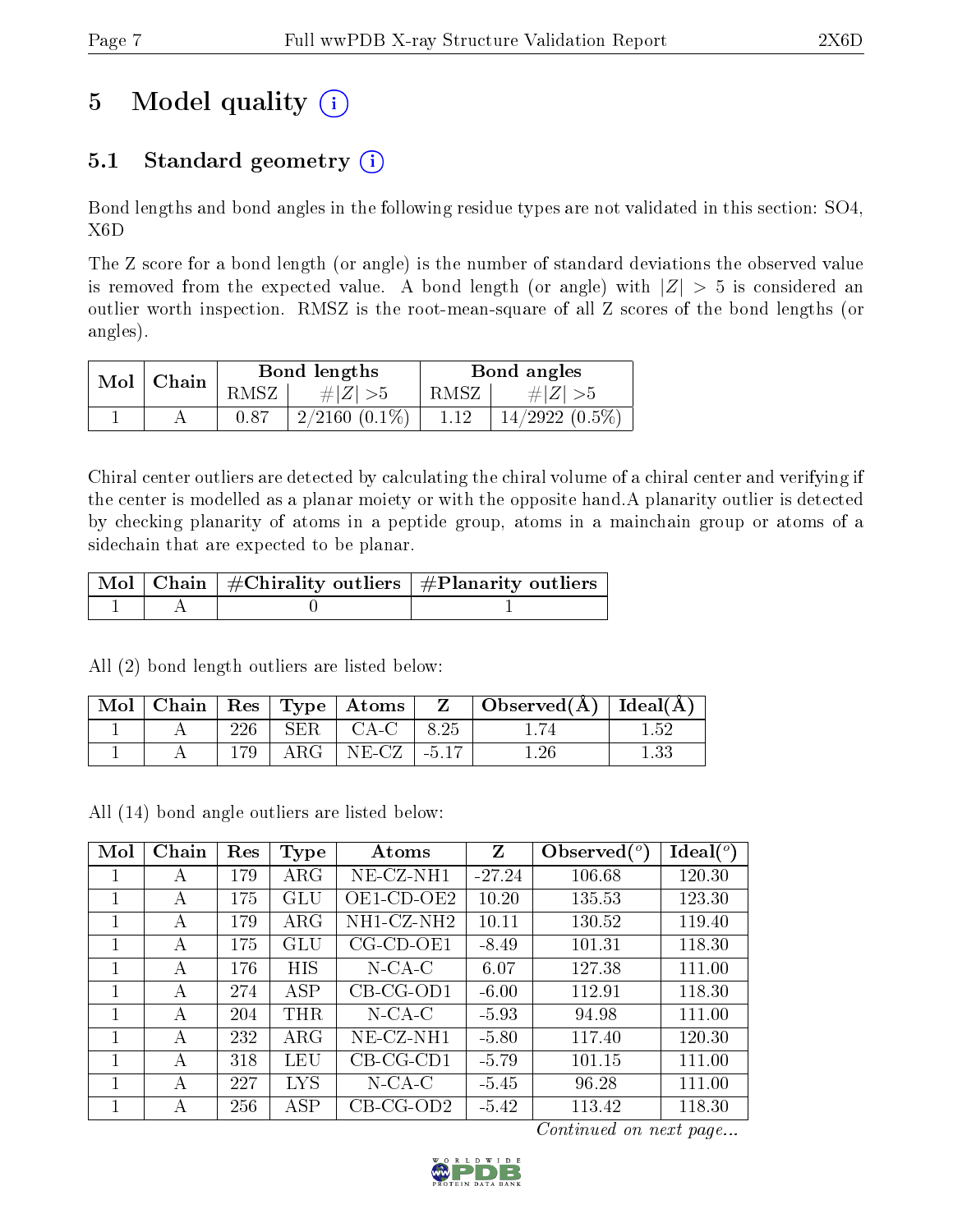# 5 Model quality (i)

## 5.1 Standard geometry (i)

Bond lengths and bond angles in the following residue types are not validated in this section: SO4, X6D

The Z score for a bond length (or angle) is the number of standard deviations the observed value is removed from the expected value. A bond length (or angle) with $|Z| > 5$ is considered an outlier worth inspection. RMSZ is the root-mean-square of all Z scores of the bond lengths (or angles).

| Mol | Chain | Bond lengths | | Bond angles | |
|---|---|---|---|---|---|
| | | RMSZ | #$\|Z\|$ >5 | RMSZ | #$\|Z\|$ >5 |
| 1 | A | 0.87 | 2/2160 (0.1%) | 1.12 | 14/2922 (0.5%) |

Chiral center outliers are detected by calculating the chiral volume of a chiral center and verifying if the center is modelled as a planar moiety or with the opposite hand.A planarity outlier is detected by checking planarity of atoms in a peptide group, atoms in a mainchain group or atoms of a sidechain that are expected to be planar.

| Mol | Chain | #Chirality outliers | #Planarity outliers |
|---|---|---|---|
| 1 | A | 0 | 1 |

All (2) bond length outliers are listed below:

| Mol | Chain | Res | Type | Atoms | Z | Observed(Å) | Ideal(Å) |
|---|---|---|---|---|---|---|---|
| 1 | A | 226 | SER | CA-C | 8.25 | 1.74 | 1.52 |
| 1 | A | 179 | ARG | NE-CZ | -5.17 | 1.26 | 1.33 |

All (14) bond angle outliers are listed below:

| Mol | Chain | Res | Type | Atoms | Z | Observed(°) | Ideal(°) |
|---|---|---|---|---|---|---|---|
| 1 | A | 179 | ARG | NE-CZ-NH1 | -27.24 | 106.68 | 120.30 |
| 1 | A | 175 | GLU | OE1-CD-OE2 | 10.20 | 135.53 | 123.30 |
| 1 | A | 179 | ARG | NH1-CZ-NH2 | 10.11 | 130.52 | 119.40 |
| 1 | A | 175 | GLU | CG-CD-OE1 | -8.49 | 101.31 | 118.30 |
| 1 | A | 176 | HIS | N-CA-C | 6.07 | 127.38 | 111.00 |
| 1 | A | 274 | ASP | CB-CG-OD1 | -6.00 | 112.91 | 118.30 |
| 1 | A | 204 | THR | N-CA-C | -5.93 | 94.98 | 111.00 |
| 1 | A | 232 | ARG | NE-CZ-NH1 | -5.80 | 117.40 | 120.30 |
| 1 | A | 318 | LEU | CB-CG-CD1 | -5.79 | 101.15 | 111.00 |
| 1 | A | 227 | LYS | N-CA-C | -5.45 | 96.28 | 111.00 |
| 1 | A | 256 | ASP | CB-CG-OD2 | -5.42 | 113.42 | 118.30 |

*Continued on next page...*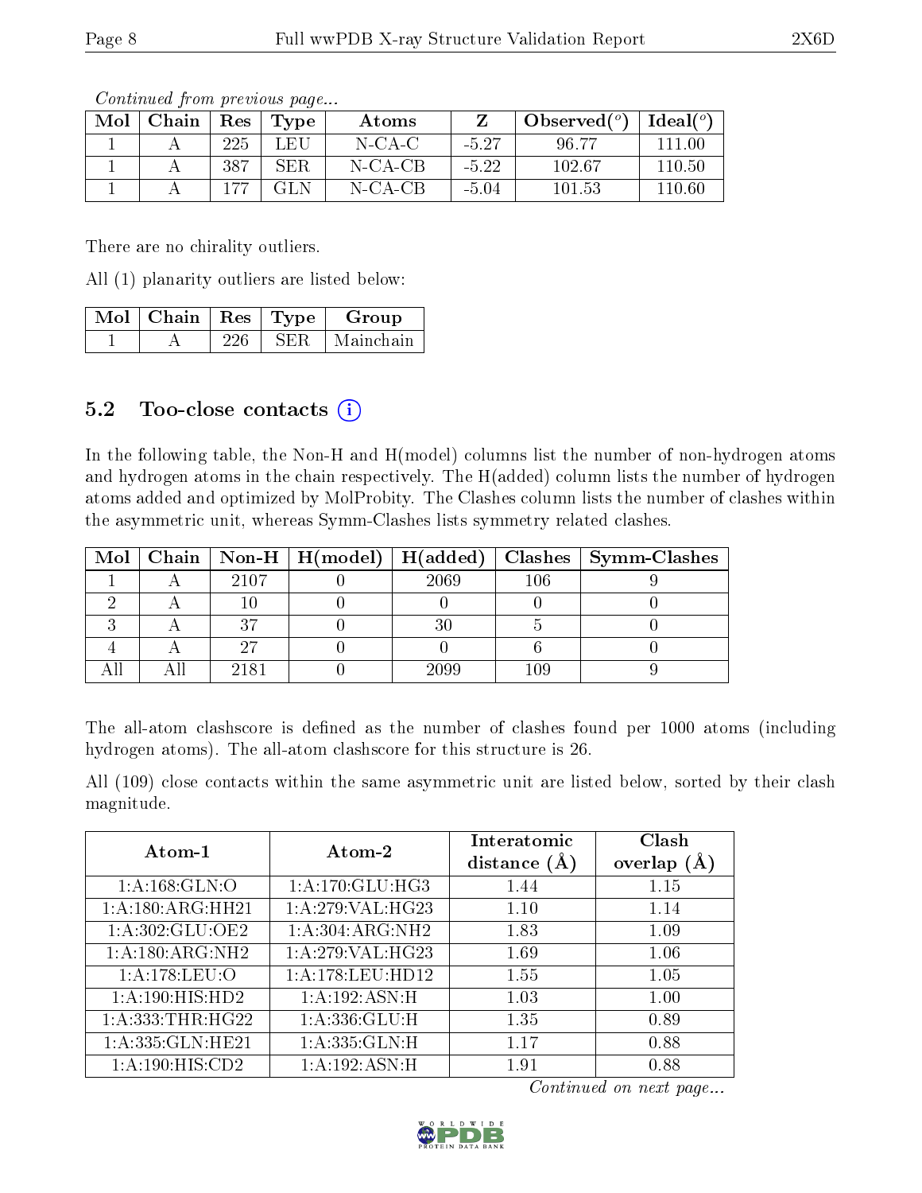*Continued from previous page...*

| Mol | Chain | Res | Type | Atoms | Z | Observed(°) | Ideal(°) |
|---|---|---|---|---|---|---|---|
| 1 | A | 225 | LEU | N-CA-C | -5.27 | 96.77 | 111.00 |
| 1 | A | 387 | SER | N-CA-CB | -5.22 | 102.67 | 110.50 |
| 1 | A | 177 | GLN | N-CA-CB | -5.04 | 101.53 | 110.60 |

There are no chirality outliers.

All (1) planarity outliers are listed below:

| Mol | Chain | Res | Type | Group |
|---|---|---|---|---|
| 1 | A | 226 | SER | Mainchain |

## 5.2 Too-close contacts

In the following table, the Non-H and H(model) columns list the number of non-hydrogen atoms and hydrogen atoms in the chain respectively. The H(added) column lists the number of hydrogen atoms added and optimized by MolProbity. The Clashes column lists the number of clashes within the asymmetric unit, whereas Symm-Clashes lists symmetry related clashes.

| Mol | Chain | Non-H | H(model) | H(added) | Clashes | Symm-Clashes |
|---|---|---|---|---|---|---|
| 1 | A | 2107 | 0 | 2069 | 106 | 9 |
| 2 | A | 10 | 0 | 0 | 0 | 0 |
| 3 | A | 37 | 0 | 30 | 5 | 0 |
| 4 | A | 27 | 0 | 0 | 6 | 0 |
| All | All | 2181 | 0 | 2099 | 109 | 9 |

The all-atom clashscore is defined as the number of clashes found per 1000 atoms (including hydrogen atoms). The all-atom clashscore for this structure is 26.

All (109) close contacts within the same asymmetric unit are listed below, sorted by their clash magnitude.

| Atom-1 | Atom-2 | Interatomic distance (Å) | Clash overlap (Å) |
|---|---|---|---|
| 1:A:168:GLN:O | 1:A:170:GLU:HG3 | 1.44 | 1.15 |
| 1:A:180:ARG:HH21 | 1:A:279:VAL:HG23 | 1.10 | 1.14 |
| 1:A:302:GLU:OE2 | 1:A:304:ARG:NH2 | 1.83 | 1.09 |
| 1:A:180:ARG:NH2 | 1:A:279:VAL:HG23 | 1.69 | 1.06 |
| 1:A:178:LEU:O | 1:A:178:LEU:HD12 | 1.55 | 1.05 |
| 1:A:190:HIS:HD2 | 1:A:192:ASN:H | 1.03 | 1.00 |
| 1:A:333:THR:HG22 | 1:A:336:GLU:H | 1.35 | 0.89 |
| 1:A:335:GLN:HE21 | 1:A:335:GLN:H | 1.17 | 0.88 |
| 1:A:190:HIS:CD2 | 1:A:192:ASN:H | 1.91 | 0.88 |

*Continued on next page...*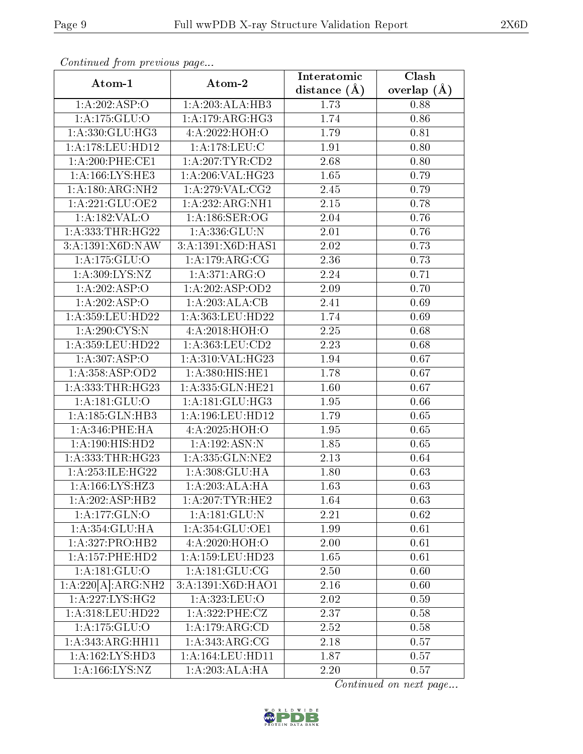*Continued from previous page...*

| Atom-1 | Atom-2 | Interatomic distance (Å) | Clash overlap (Å) |
| --- | --- | --- | --- |
| 1:A:202:ASP:O | 1:A:203:ALA:HB3 | 1.73 | 0.88 |
| 1:A:175:GLU:O | 1:A:179:ARG:HG3 | 1.74 | 0.86 |
| 1:A:330:GLU:HG3 | 4:A:2022:HOH:O | 1.79 | 0.81 |
| 1:A:178:LEU:HD12 | 1:A:178:LEU:C | 1.91 | 0.80 |
| 1:A:200:PHE:CE1 | 1:A:207:TYR:CD2 | 2.68 | 0.80 |
| 1:A:166:LYS:HE3 | 1:A:206:VAL:HG23 | 1.65 | 0.79 |
| 1:A:180:ARG:NH2 | 1:A:279:VAL:CG2 | 2.45 | 0.79 |
| 1:A:221:GLU:OE2 | 1:A:232:ARG:NH1 | 2.15 | 0.78 |
| 1:A:182:VAL:O | 1:A:186:SER:OG | 2.04 | 0.76 |
| 1:A:333:THR:HG22 | 1:A:336:GLU:N | 2.01 | 0.76 |
| 3:A:1391:X6D:NAW | 3:A:1391:X6D:HAS1 | 2.02 | 0.73 |
| 1:A:175:GLU:O | 1:A:179:ARG:CG | 2.36 | 0.73 |
| 1:A:309:LYS:NZ | 1:A:371:ARG:O | 2.24 | 0.71 |
| 1:A:202:ASP:O | 1:A:202:ASP:OD2 | 2.09 | 0.70 |
| 1:A:202:ASP:O | 1:A:203:ALA:CB | 2.41 | 0.69 |
| 1:A:359:LEU:HD22 | 1:A:363:LEU:HD22 | 1.74 | 0.69 |
| 1:A:290:CYS:N | 4:A:2018:HOH:O | 2.25 | 0.68 |
| 1:A:359:LEU:HD22 | 1:A:363:LEU:CD2 | 2.23 | 0.68 |
| 1:A:307:ASP:O | 1:A:310:VAL:HG23 | 1.94 | 0.67 |
| 1:A:358:ASP:OD2 | 1:A:380:HIS:HE1 | 1.78 | 0.67 |
| 1:A:333:THR:HG23 | 1:A:335:GLN:HE21 | 1.60 | 0.67 |
| 1:A:181:GLU:O | 1:A:181:GLU:HG3 | 1.95 | 0.66 |
| 1:A:185:GLN:HB3 | 1:A:196:LEU:HD12 | 1.79 | 0.65 |
| 1:A:346:PHE:HA | 4:A:2025:HOH:O | 1.95 | 0.65 |
| 1:A:190:HIS:HD2 | 1:A:192:ASN:N | 1.85 | 0.65 |
| 1:A:333:THR:HG23 | 1:A:335:GLN:NE2 | 2.13 | 0.64 |
| 1:A:253:ILE:HG22 | 1:A:308:GLU:HA | 1.80 | 0.63 |
| 1:A:166:LYS:HZ3 | 1:A:203:ALA:HA | 1.63 | 0.63 |
| 1:A:202:ASP:HB2 | 1:A:207:TYR:HE2 | 1.64 | 0.63 |
| 1:A:177:GLN:O | 1:A:181:GLU:N | 2.21 | 0.62 |
| 1:A:354:GLU:HA | 1:A:354:GLU:OE1 | 1.99 | 0.61 |
| 1:A:327:PRO:HB2 | 4:A:2020:HOH:O | 2.00 | 0.61 |
| 1:A:157:PHE:HD2 | 1:A:159:LEU:HD23 | 1.65 | 0.61 |
| 1:A:181:GLU:O | 1:A:181:GLU:CG | 2.50 | 0.60 |
| 1:A:220[A]:ARG:NH2 | 3:A:1391:X6D:HAO1 | 2.16 | 0.60 |
| 1:A:227:LYS:HG2 | 1:A:323:LEU:O | 2.02 | 0.59 |
| 1:A:318:LEU:HD22 | 1:A:322:PHE:CZ | 2.37 | 0.58 |
| 1:A:175:GLU:O | 1:A:179:ARG:CD | 2.52 | 0.58 |
| 1:A:343:ARG:HH11 | 1:A:343:ARG:CG | 2.18 | 0.57 |
| 1:A:162:LYS:HD3 | 1:A:164:LEU:HD11 | 1.87 | 0.57 |
| 1:A:166:LYS:NZ | 1:A:203:ALA:HA | 2.20 | 0.57 |

*Continued on next page...*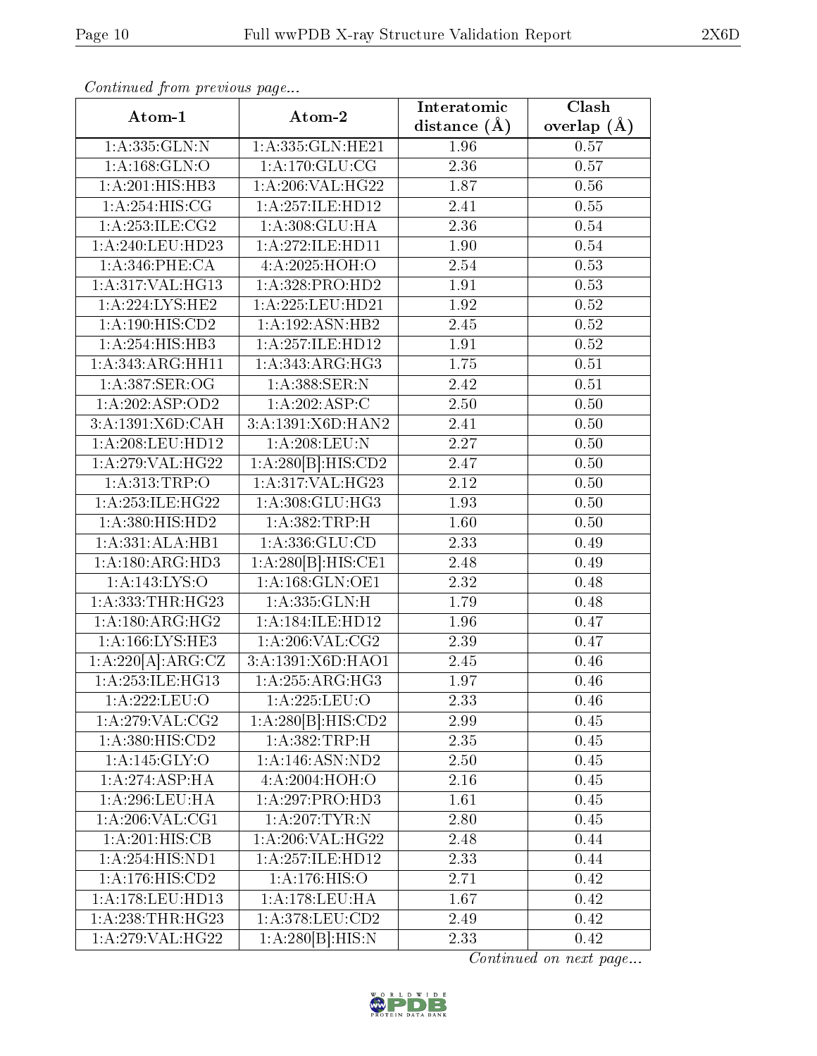*Continued from previous page...*

| Atom-1 | Atom-2 | Interatomic distance (Å) | Clash overlap (Å) |
|---|---|---|---|
| 1:A:335:GLN:N | 1:A:335:GLN:HE21 | 1.96 | 0.57 |
| 1:A:168:GLN:O | 1:A:170:GLU:CG | 2.36 | 0.57 |
| 1:A:201:HIS:HB3 | 1:A:206:VAL:HG22 | 1.87 | 0.56 |
| 1:A:254:HIS:CG | 1:A:257:ILE:HD12 | 2.41 | 0.55 |
| 1:A:253:ILE:CG2 | 1:A:308:GLU:HA | 2.36 | 0.54 |
| 1:A:240:LEU:HD23 | 1:A:272:ILE:HD11 | 1.90 | 0.54 |
| 1:A:346:PHE:CA | 4:A:2025:HOH:O | 2.54 | 0.53 |
| 1:A:317:VAL:HG13 | 1:A:328:PRO:HD2 | 1.91 | 0.53 |
| 1:A:224:LYS:HE2 | 1:A:225:LEU:HD21 | 1.92 | 0.52 |
| 1:A:190:HIS:CD2 | 1:A:192:ASN:HB2 | 2.45 | 0.52 |
| 1:A:254:HIS:HB3 | 1:A:257:ILE:HD12 | 1.91 | 0.52 |
| 1:A:343:ARG:HH11 | 1:A:343:ARG:HG3 | 1.75 | 0.51 |
| 1:A:387:SER:OG | 1:A:388:SER:N | 2.42 | 0.51 |
| 1:A:202:ASP:OD2 | 1:A:202:ASP:C | 2.50 | 0.50 |
| 3:A:1391:X6D:CAH | 3:A:1391:X6D:HAN2 | 2.41 | 0.50 |
| 1:A:208:LEU:HD12 | 1:A:208:LEU:N | 2.27 | 0.50 |
| 1:A:279:VAL:HG22 | 1:A:280[B]:HIS:CD2 | 2.47 | 0.50 |
| 1:A:313:TRP:O | 1:A:317:VAL:HG23 | 2.12 | 0.50 |
| 1:A:253:ILE:HG22 | 1:A:308:GLU:HG3 | 1.93 | 0.50 |
| 1:A:380:HIS:HD2 | 1:A:382:TRP:H | 1.60 | 0.50 |
| 1:A:331:ALA:HB1 | 1:A:336:GLU:CD | 2.33 | 0.49 |
| 1:A:180:ARG:HD3 | 1:A:280[B]:HIS:CE1 | 2.48 | 0.49 |
| 1:A:143:LYS:O | 1:A:168:GLN:OE1 | 2.32 | 0.48 |
| 1:A:333:THR:HG23 | 1:A:335:GLN:H | 1.79 | 0.48 |
| 1:A:180:ARG:HG2 | 1:A:184:ILE:HD12 | 1.96 | 0.47 |
| 1:A:166:LYS:HE3 | 1:A:206:VAL:CG2 | 2.39 | 0.47 |
| 1:A:220[A]:ARG:CZ | 3:A:1391:X6D:HAO1 | 2.45 | 0.46 |
| 1:A:253:ILE:HG13 | 1:A:255:ARG:HG3 | 1.97 | 0.46 |
| 1:A:222:LEU:O | 1:A:225:LEU:O | 2.33 | 0.46 |
| 1:A:279:VAL:CG2 | 1:A:280[B]:HIS:CD2 | 2.99 | 0.45 |
| 1:A:380:HIS:CD2 | 1:A:382:TRP:H | 2.35 | 0.45 |
| 1:A:145:GLY:O | 1:A:146:ASN:ND2 | 2.50 | 0.45 |
| 1:A:274:ASP:HA | 4:A:2004:HOH:O | 2.16 | 0.45 |
| 1:A:296:LEU:HA | 1:A:297:PRO:HD3 | 1.61 | 0.45 |
| 1:A:206:VAL:CG1 | 1:A:207:TYR:N | 2.80 | 0.45 |
| 1:A:201:HIS:CB | 1:A:206:VAL:HG22 | 2.48 | 0.44 |
| 1:A:254:HIS:ND1 | 1:A:257:ILE:HD12 | 2.33 | 0.44 |
| 1:A:176:HIS:CD2 | 1:A:176:HIS:O | 2.71 | 0.42 |
| 1:A:178:LEU:HD13 | 1:A:178:LEU:HA | 1.67 | 0.42 |
| 1:A:238:THR:HG23 | 1:A:378:LEU:CD2 | 2.49 | 0.42 |
| 1:A:279:VAL:HG22 | 1:A:280[B]:HIS:N | 2.33 | 0.42 |

*Continued on next page...*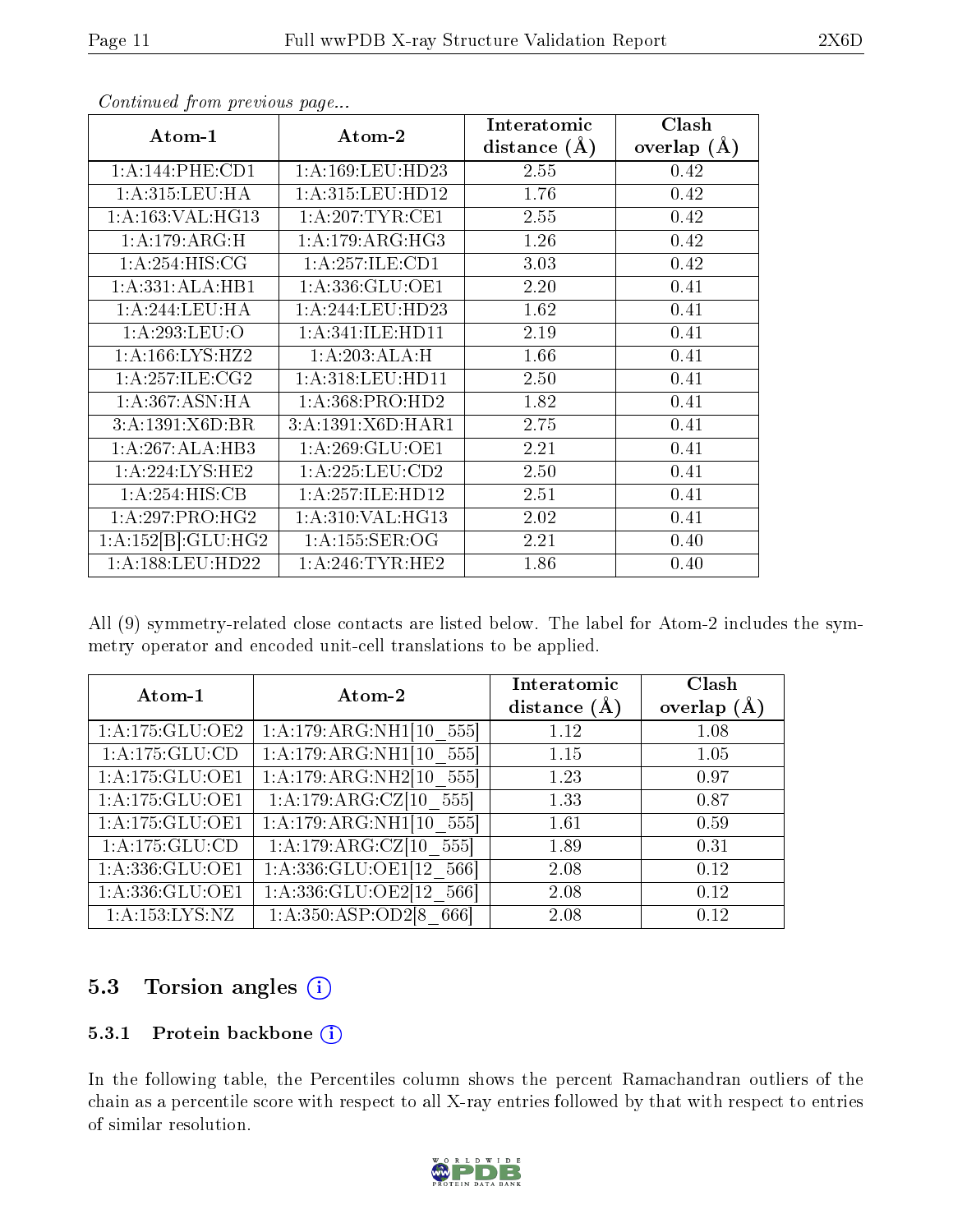*Continued from previous page...*

| Atom-1 | Atom-2 | Interatomic distance (Å) | Clash overlap (Å) |
|---|---|---|---|
| 1:A:144:PHE:CD1 | 1:A:169:LEU:HD23 | 2.55 | 0.42 |
| 1:A:315:LEU:HA | 1:A:315:LEU:HD12 | 1.76 | 0.42 |
| 1:A:163:VAL:HG13 | 1:A:207:TYR:CE1 | 2.55 | 0.42 |
| 1:A:179:ARG:H | 1:A:179:ARG:HG3 | 1.26 | 0.42 |
| 1:A:254:HIS:CG | 1:A:257:ILE:CD1 | 3.03 | 0.42 |
| 1:A:331:ALA:HB1 | 1:A:336:GLU:OE1 | 2.20 | 0.41 |
| 1:A:244:LEU:HA | 1:A:244:LEU:HD23 | 1.62 | 0.41 |
| 1:A:293:LEU:O | 1:A:341:ILE:HD11 | 2.19 | 0.41 |
| 1:A:166:LYS:HZ2 | 1:A:203:ALA:H | 1.66 | 0.41 |
| 1:A:257:ILE:CG2 | 1:A:318:LEU:HD11 | 2.50 | 0.41 |
| 1:A:367:ASN:HA | 1:A:368:PRO:HD2 | 1.82 | 0.41 |
| 3:A:1391:X6D:BR | 3:A:1391:X6D:HAR1 | 2.75 | 0.41 |
| 1:A:267:ALA:HB3 | 1:A:269:GLU:OE1 | 2.21 | 0.41 |
| 1:A:224:LYS:HE2 | 1:A:225:LEU:CD2 | 2.50 | 0.41 |
| 1:A:254:HIS:CB | 1:A:257:ILE:HD12 | 2.51 | 0.41 |
| 1:A:297:PRO:HG2 | 1:A:310:VAL:HG13 | 2.02 | 0.41 |
| 1:A:152[B]:GLU:HG2 | 1:A:155:SER:OG | 2.21 | 0.40 |
| 1:A:188:LEU:HD22 | 1:A:246:TYR:HE2 | 1.86 | 0.40 |

All (9) symmetry-related close contacts are listed below. The label for Atom-2 includes the symmetry operator and encoded unit-cell translations to be applied.

| Atom-1 | Atom-2 | Interatomic distance (Å) | Clash overlap (Å) |
|---|---|---|---|
| 1:A:175:GLU:OE2 | 1:A:179:ARG:NH1[10_555] | 1.12 | 1.08 |
| 1:A:175:GLU:CD | 1:A:179:ARG:NH1[10_555] | 1.15 | 1.05 |
| 1:A:175:GLU:OE1 | 1:A:179:ARG:NH2[10_555] | 1.23 | 0.97 |
| 1:A:175:GLU:OE1 | 1:A:179:ARG:CZ[10_555] | 1.33 | 0.87 |
| 1:A:175:GLU:OE1 | 1:A:179:ARG:NH1[10_555] | 1.61 | 0.59 |
| 1:A:175:GLU:CD | 1:A:179:ARG:CZ[10_555] | 1.89 | 0.31 |
| 1:A:336:GLU:OE1 | 1:A:336:GLU:OE1[12_566] | 2.08 | 0.12 |
| 1:A:336:GLU:OE1 | 1:A:336:GLU:OE2[12_566] | 2.08 | 0.12 |
| 1:A:153:LYS:NZ | 1:A:350:ASP:OD2[8_666] | 2.08 | 0.12 |

## 5.3 Torsion angles (i)

### 5.3.1 Protein backbone (i)

In the following table, the Percentiles column shows the percent Ramachandran outliers of the chain as a percentile score with respect to all X-ray entries followed by that with respect to entries of similar resolution.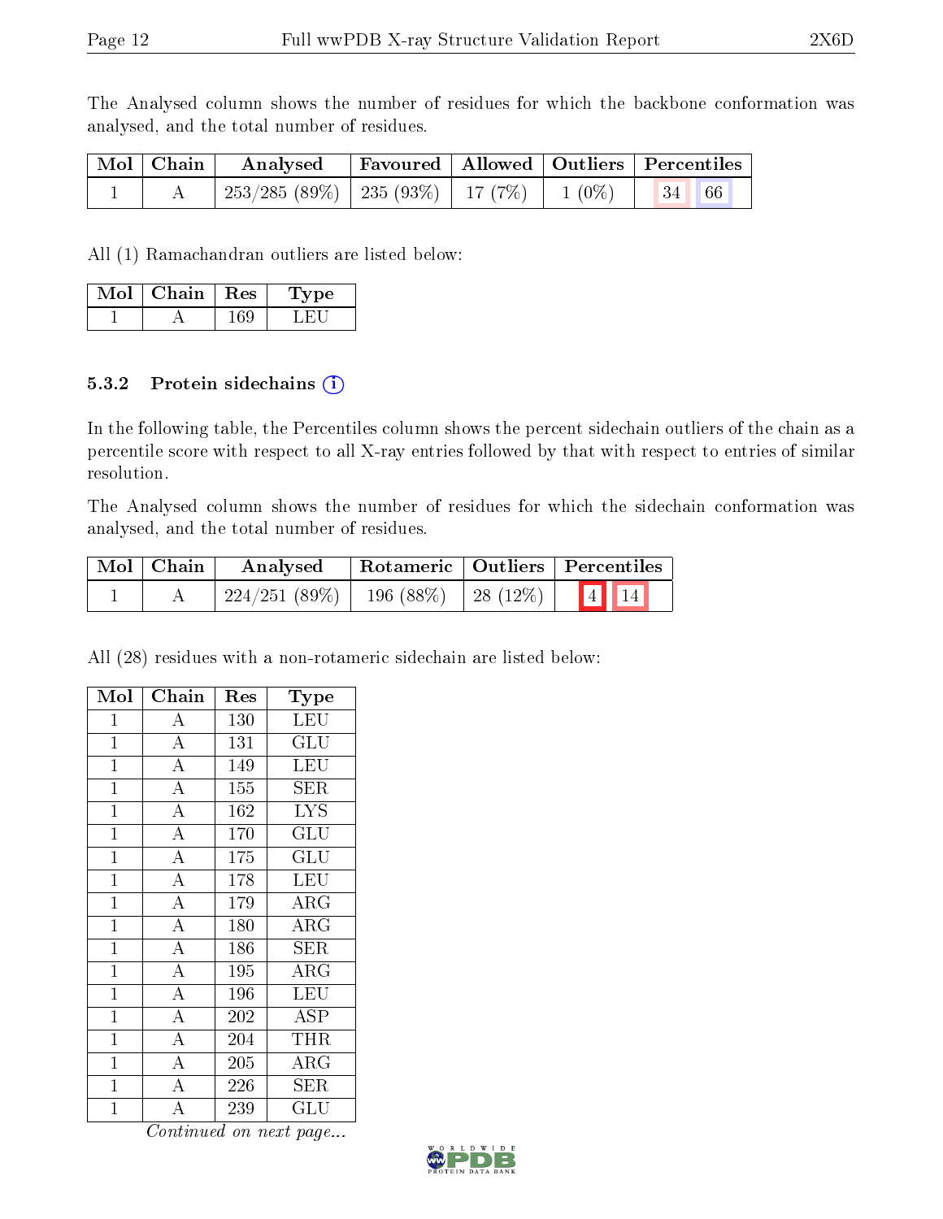The Analysed column shows the number of residues for which the backbone conformation was analysed, and the total number of residues.

| Mol | Chain | Analysed | Favoured | Allowed | Outliers | Percentiles | |
|---|---|---|---|---|---|---|---|
| 1 | A | 253/285 (89%) | 235 (93%) | 17 (7%) | 1 (0%) | 34 | 66 |

All (1) Ramachandran outliers are listed below:

| Mol | Chain | Res | Type |
|---|---|---|---|
| 1 | A | 169 | LEU |

### 5.3.2 Protein sidechains

In the following table, the Percentiles column shows the percent sidechain outliers of the chain as a percentile score with respect to all X-ray entries followed by that with respect to entries of similar resolution.

The Analysed column shows the number of residues for which the sidechain conformation was analysed, and the total number of residues.

| Mol | Chain | Analysed | Rotameric | Outliers | Percentiles | |
|---|---|---|---|---|---|---|
| 1 | A | 224/251 (89%) | 196 (88%) | 28 (12%) | 4 | 14 |

All (28) residues with a non-rotameric sidechain are listed below:

| Mol | Chain | Res | Type |
|---|---|---|---|
| 1 | A | 130 | LEU |
| 1 | A | 131 | GLU |
| 1 | A | 149 | LEU |
| 1 | A | 155 | SER |
| 1 | A | 162 | LYS |
| 1 | A | 170 | GLU |
| 1 | A | 175 | GLU |
| 1 | A | 178 | LEU |
| 1 | A | 179 | ARG |
| 1 | A | 180 | ARG |
| 1 | A | 186 | SER |
| 1 | A | 195 | ARG |
| 1 | A | 196 | LEU |
| 1 | A | 202 | ASP |
| 1 | A | 204 | THR |
| 1 | A | 205 | ARG |
| 1 | A | 226 | SER |
| 1 | A | 239 | GLU |

*Continued on next page...*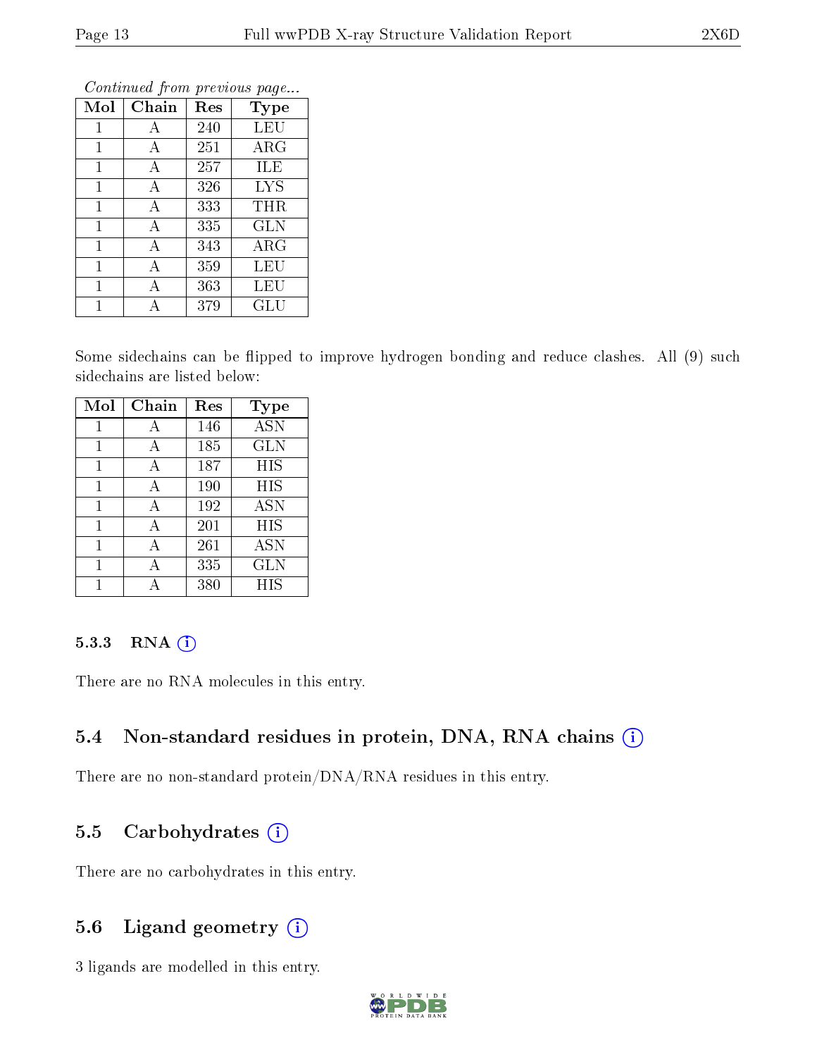*Continued from previous page...*

| Mol | Chain | Res | Type |
|---|---|---|---|
| 1 | A | 240 | LEU |
| 1 | A | 251 | ARG |
| 1 | A | 257 | ILE |
| 1 | A | 326 | LYS |
| 1 | A | 333 | THR |
| 1 | A | 335 | GLN |
| 1 | A | 343 | ARG |
| 1 | A | 359 | LEU |
| 1 | A | 363 | LEU |
| 1 | A | 379 | GLU |

Some sidechains can be flipped to improve hydrogen bonding and reduce clashes. All (9) such sidechains are listed below:

| Mol | Chain | Res | Type |
|---|---|---|---|
| 1 | A | 146 | ASN |
| 1 | A | 185 | GLN |
| 1 | A | 187 | HIS |
| 1 | A | 190 | HIS |
| 1 | A | 192 | ASN |
| 1 | A | 201 | HIS |
| 1 | A | 261 | ASN |
| 1 | A | 335 | GLN |
| 1 | A | 380 | HIS |

#### 5.3.3 RNA (i)

There are no RNA molecules in this entry.

### 5.4 Non-standard residues in protein, DNA, RNA chains (i)

There are no non-standard protein/DNA/RNA residues in this entry.

### 5.5 Carbohydrates (i)

There are no carbohydrates in this entry.

### 5.6 Ligand geometry (i)

3 ligands are modelled in this entry.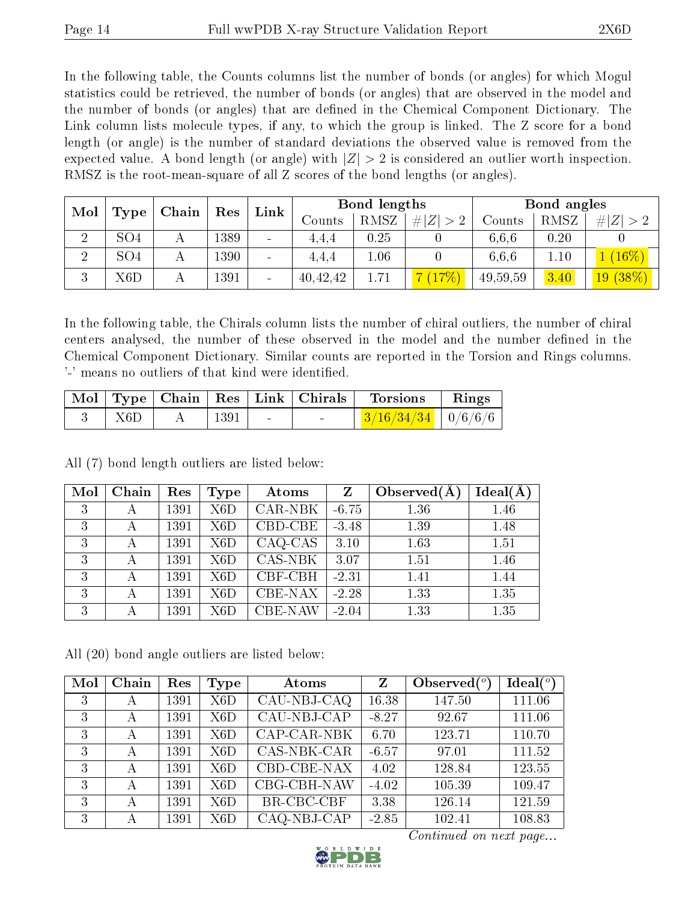In the following table, the Counts columns list the number of bonds (or angles) for which Mogul statistics could be retrieved, the number of bonds (or angles) that are observed in the model and the number of bonds (or angles) that are defined in the Chemical Component Dictionary. The Link column lists molecule types, if any, to which the group is linked. The Z score for a bond length (or angle) is the number of standard deviations the observed value is removed from the expected value. A bond length (or angle) with $|Z| > 2$ is considered an outlier worth inspection. RMSZ is the root-mean-square of all Z scores of the bond lengths (or angles).

| Mol | Type | Chain | Res | Link | Bond lengths | | | Bond angles | | |
|---|---|---|---|---|---|---|---|---|---|---|
| | | | | | Counts | RMSZ | $\#\|Z\| > 2$ | Counts | RMSZ | $\#\|Z\| > 2$ |
| 2 | SO4 | A | 1389 | - | 4,4,4 | 0.25 | 0 | 6,6,6 | 0.20 | 0 |
| 2 | SO4 | A | 1390 | - | 4,4,4 | 1.06 | 0 | 6,6,6 | 1.10 | 1 (16%) |
| 3 | X6D | A | 1391 | - | 40,42,42 | 1.71 | 7 (17%) | 49,59,59 | 3.40 | 19 (38%) |

In the following table, the Chirals column lists the number of chiral outliers, the number of chiral centers analysed, the number of these observed in the model and the number defined in the Chemical Component Dictionary. Similar counts are reported in the Torsion and Rings columns. '-' means no outliers of that kind were identified.

| Mol | Type | Chain | Res | Link | Chirals | Torsions | Rings |
|---|---|---|---|---|---|---|---|
| 3 | X6D | A | 1391 | - | - | 3/16/34/34 | 0/6/6/6 |

All (7) bond length outliers are listed below:

| Mol | Chain | Res | Type | Atoms | Z | Observed(Å) | Ideal(Å) |
|---|---|---|---|---|---|---|---|
| 3 | A | 1391 | X6D | CAR-NBK | -6.75 | 1.36 | 1.46 |
| 3 | A | 1391 | X6D | CBD-CBE | -3.48 | 1.39 | 1.48 |
| 3 | A | 1391 | X6D | CAQ-CAS | 3.10 | 1.63 | 1.51 |
| 3 | A | 1391 | X6D | CAS-NBK | 3.07 | 1.51 | 1.46 |
| 3 | A | 1391 | X6D | CBF-CBH | -2.31 | 1.41 | 1.44 |
| 3 | A | 1391 | X6D | CBE-NAX | -2.28 | 1.33 | 1.35 |
| 3 | A | 1391 | X6D | CBE-NAW | -2.04 | 1.33 | 1.35 |

All (20) bond angle outliers are listed below:

| Mol | Chain | Res | Type | Atoms | Z | Observed(°) | Ideal(°) |
|---|---|---|---|---|---|---|---|
| 3 | A | 1391 | X6D | CAU-NBJ-CAQ | 16.38 | 147.50 | 111.06 |
| 3 | A | 1391 | X6D | CAU-NBJ-CAP | -8.27 | 92.67 | 111.06 |
| 3 | A | 1391 | X6D | CAP-CAR-NBK | 6.70 | 123.71 | 110.70 |
| 3 | A | 1391 | X6D | CAS-NBK-CAR | -6.57 | 97.01 | 111.52 |
| 3 | A | 1391 | X6D | CBD-CBE-NAX | 4.02 | 128.84 | 123.55 |
| 3 | A | 1391 | X6D | CBG-CBH-NAW | -4.02 | 105.39 | 109.47 |
| 3 | A | 1391 | X6D | BR-CBC-CBF | 3.38 | 126.14 | 121.59 |
| 3 | A | 1391 | X6D | CAQ-NBJ-CAP | -2.85 | 102.41 | 108.83 |

*Continued on next page...*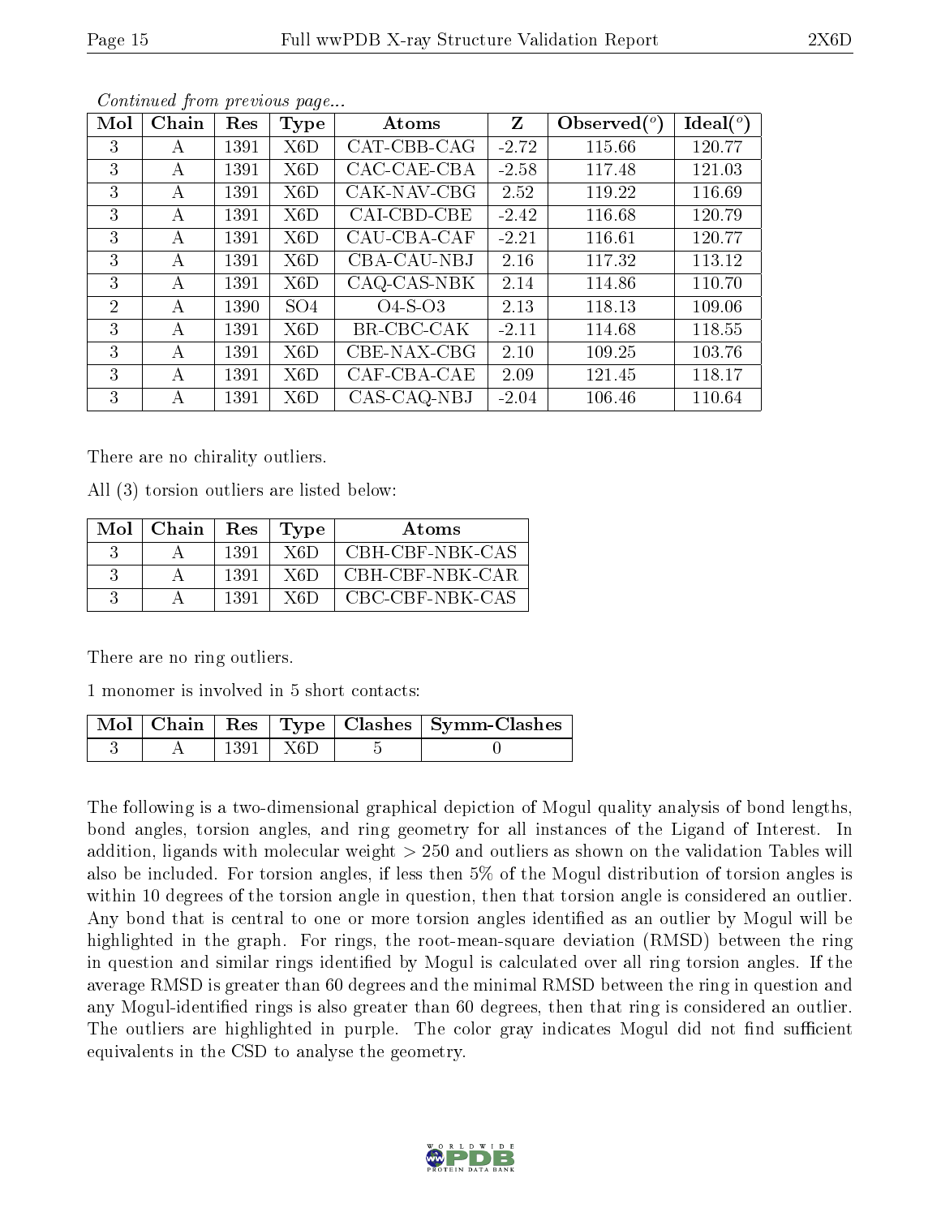*Continued from previous page...*

| Mol | Chain | Res | Type | Atoms | Z | Observed(°) | Ideal(°) |
|---|---|---|---|---|---|---|---|
| 3 | A | 1391 | X6D | CAT-CBB-CAG | -2.72 | 115.66 | 120.77 |
| 3 | A | 1391 | X6D | CAC-CAE-CBA | -2.58 | 117.48 | 121.03 |
| 3 | A | 1391 | X6D | CAK-NAV-CBG | 2.52 | 119.22 | 116.69 |
| 3 | A | 1391 | X6D | CAI-CBD-CBE | -2.42 | 116.68 | 120.79 |
| 3 | A | 1391 | X6D | CAU-CBA-CAF | -2.21 | 116.61 | 120.77 |
| 3 | A | 1391 | X6D | CBA-CAU-NBJ | 2.16 | 117.32 | 113.12 |
| 3 | A | 1391 | X6D | CAQ-CAS-NBK | 2.14 | 114.86 | 110.70 |
| 2 | A | 1390 | SO4 | O4-S-O3 | 2.13 | 118.13 | 109.06 |
| 3 | A | 1391 | X6D | BR-CBC-CAK | -2.11 | 114.68 | 118.55 |
| 3 | A | 1391 | X6D | CBE-NAX-CBG | 2.10 | 109.25 | 103.76 |
| 3 | A | 1391 | X6D | CAF-CBA-CAE | 2.09 | 121.45 | 118.17 |
| 3 | A | 1391 | X6D | CAS-CAQ-NBJ | -2.04 | 106.46 | 110.64 |

There are no chirality outliers.

All (3) torsion outliers are listed below:

| Mol | Chain | Res | Type | Atoms |
|---|---|---|---|---|
| 3 | A | 1391 | X6D | CBH-CBF-NBK-CAS |
| 3 | A | 1391 | X6D | CBH-CBF-NBK-CAR |
| 3 | A | 1391 | X6D | CBC-CBF-NBK-CAS |

There are no ring outliers.

1 monomer is involved in 5 short contacts:

| Mol | Chain | Res | Type | Clashes | Symm-Clashes |
|---|---|---|---|---|---|
| 3 | A | 1391 | X6D | 5 | 0 |

The following is a two-dimensional graphical depiction of Mogul quality analysis of bond lengths, bond angles, torsion angles, and ring geometry for all instances of the Ligand of Interest. In addition, ligands with molecular weight > 250 and outliers as shown on the validation Tables will also be included. For torsion angles, if less then 5% of the Mogul distribution of torsion angles is within 10 degrees of the torsion angle in question, then that torsion angle is considered an outlier. Any bond that is central to one or more torsion angles identified as an outlier by Mogul will be highlighted in the graph. For rings, the root-mean-square deviation (RMSD) between the ring in question and similar rings identified by Mogul is calculated over all ring torsion angles. If the average RMSD is greater than 60 degrees and the minimal RMSD between the ring in question and any Mogul-identified rings is also greater than 60 degrees, then that ring is considered an outlier. The outliers are highlighted in purple. The color gray indicates Mogul did not find sufficient equivalents in the CSD to analyse the geometry.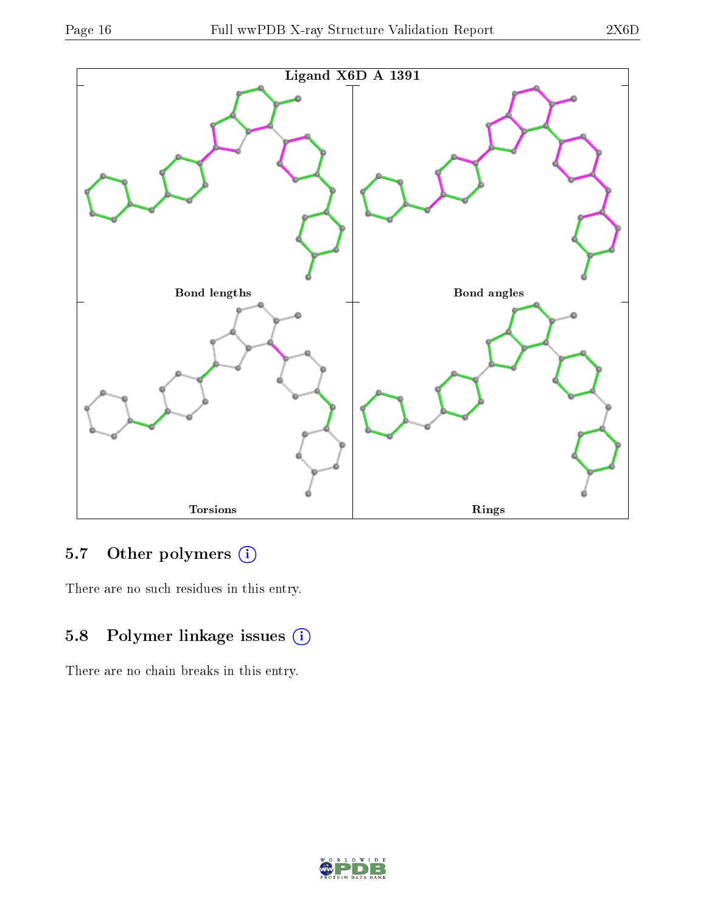Ligand X6D A 1391

Bond lengths

Bond angles

Torsions

Rings

### 5.7 Other polymers (i)

There are no such residues in this entry.

### 5.8 Polymer linkage issues (i)

There are no chain breaks in this entry.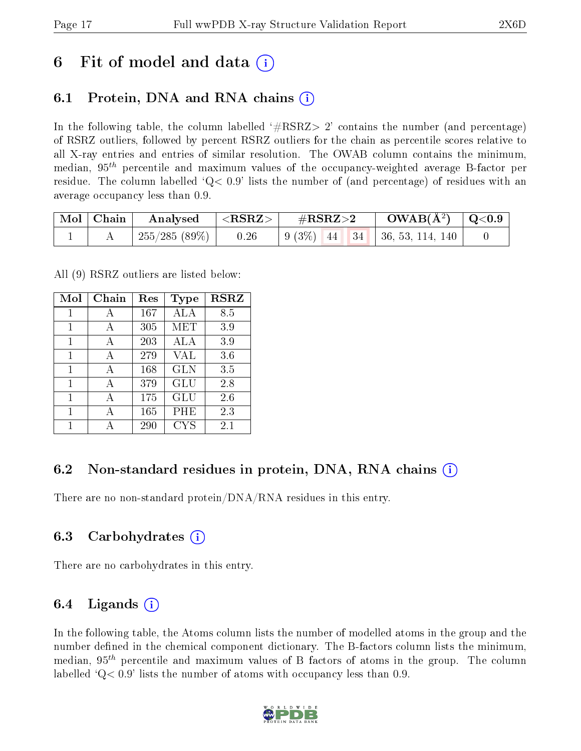# 6 Fit of model and data ⓘ

## 6.1 Protein, DNA and RNA chains ⓘ

In the following table, the column labelled '#RSRZ> 2' contains the number (and percentage) of RSRZ outliers, followed by percent RSRZ outliers for the chain as percentile scores relative to all X-ray entries and entries of similar resolution. The OWAB column contains the minimum, median, $95^{th}$ percentile and maximum values of the occupancy-weighted average B-factor per residue. The column labelled 'Q< 0.9' lists the number of (and percentage) of residues with an average occupancy less than 0.9.

| Mol | Chain | Analysed | <RSRZ> | #RSRZ>2 | | | OWAB(Å$^2$) | Q<0.9 |
|---|---|---|---|---|---|---|---|---|
| 1 | A | 255/285 (89%) | 0.26 | 9 (3%) | 44 | 34 | 36, 53, 114, 140 | 0 |

All (9) RSRZ outliers are listed below:

| Mol | Chain | Res | Type | RSRZ |
|---|---|---|---|---|
| 1 | A | 167 | ALA | 8.5 |
| 1 | A | 305 | MET | 3.9 |
| 1 | A | 203 | ALA | 3.9 |
| 1 | A | 279 | VAL | 3.6 |
| 1 | A | 168 | GLN | 3.5 |
| 1 | A | 379 | GLU | 2.8 |
| 1 | A | 175 | GLU | 2.6 |
| 1 | A | 165 | PHE | 2.3 |
| 1 | A | 290 | CYS | 2.1 |

## 6.2 Non-standard residues in protein, DNA, RNA chains ⓘ

There are no non-standard protein/DNA/RNA residues in this entry.

## 6.3 Carbohydrates ⓘ

There are no carbohydrates in this entry.

## 6.4 Ligands ⓘ

In the following table, the Atoms column lists the number of modelled atoms in the group and the number defined in the chemical component dictionary. The B-factors column lists the minimum, median, $95^{th}$ percentile and maximum values of B factors of atoms in the group. The column labelled 'Q< 0.9' lists the number of atoms with occupancy less than 0.9.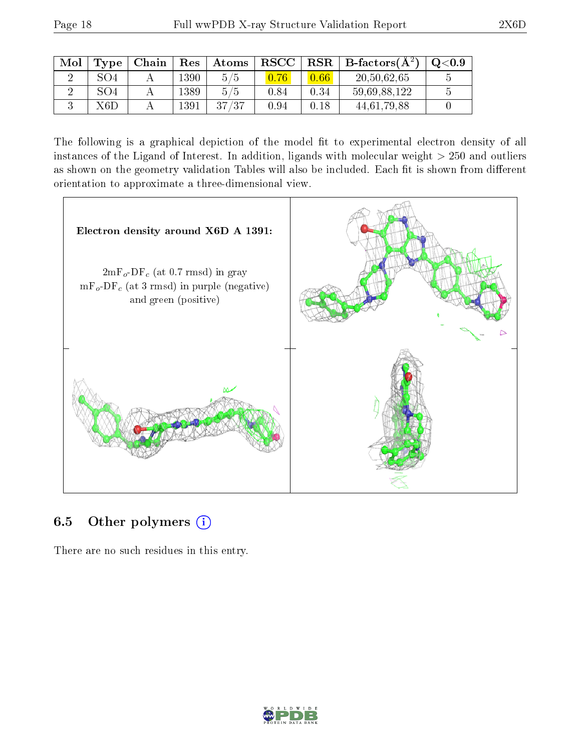| Mol | Type | Chain | Res | Atoms | RSCC | RSR | B-factors($Å^2$) | Q<0.9 |
|---|---|---|---|---|---|---|---|---|
| 2 | SO4 | A | 1390 | 5/5 | 0.76 | 0.66 | 20,50,62,65 | 5 |
| 2 | SO4 | A | 1389 | 5/5 | 0.84 | 0.34 | 59,69,88,122 | 5 |
| 3 | X6D | A | 1391 | 37/37 | 0.94 | 0.18 | 44,61,79,88 | 0 |

The following is a graphical depiction of the model fit to experimental electron density of all instances of the Ligand of Interest. In addition, ligands with molecular weight > 250 and outliers as shown on the geometry validation Tables will also be included. Each fit is shown from different orientation to approximate a three-dimensional view.

**Electron density around X6D A 1391:**

$2mF_o$-$DF_c$ (at 0.7 rmsd) in gray
$mF_o$-$DF_c$ (at 3 rmsd) in purple (negative) and green (positive)

## 6.5 Other polymers

There are no such residues in this entry.